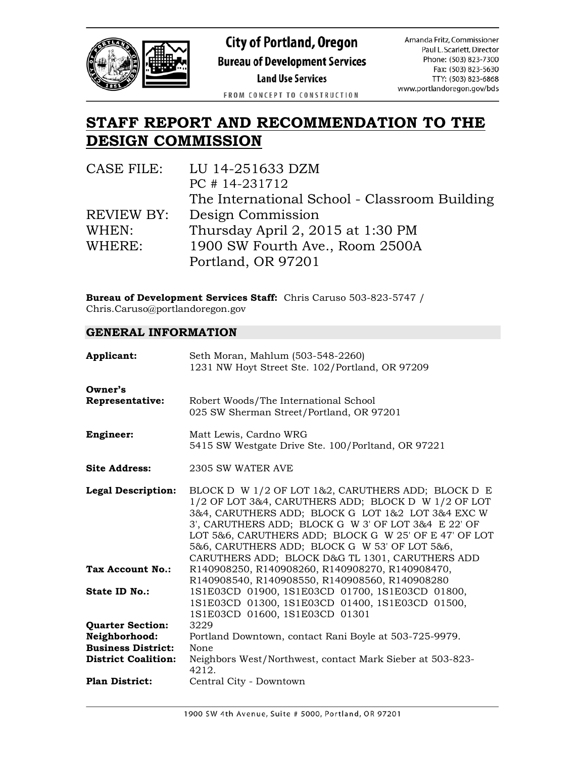City of Portland, Oregon
**Bureau of Development Services**
**Land Use Services**
FROM CONCEPT TO CONSTRUCTION

Amanda Fritz, Commissioner
Paul L. Scarlett, Director
Phone: (503) 823-7300
Fax: (503) 823-5630
TTY: (503) 823-6868
www.portlandoregon.gov/bds

# STAFF REPORT AND RECOMMENDATION TO THE DESIGN COMMISSION

CASE FILE: LU 14-251633 DZM
PC # 14-231712
The International School - Classroom Building
REVIEW BY: Design Commission
WHEN: Thursday April 2, 2015 at 1:30 PM
WHERE: 1900 SW Fourth Ave., Room 2500A
Portland, OR 97201

**Bureau of Development Services Staff:** Chris Caruso 503-823-5747 / Chris.Caruso@portlandoregon.gov

## GENERAL INFORMATION

**Applicant:** Seth Moran, Mahlum (503-548-2260)
1231 NW Hoyt Street Ste. 102/Portland, OR 97209

**Owner's Representative:** Robert Woods/The International School
025 SW Sherman Street/Portland, OR 97201

**Engineer:** Matt Lewis, Cardno WRG
5415 SW Westgate Drive Ste. 100/Porltand, OR 97221

**Site Address:** 2305 SW WATER AVE

**Legal Description:** BLOCK D W 1/2 OF LOT 1&2, CARUTHERS ADD; BLOCK D E 1/2 OF LOT 3&4, CARUTHERS ADD; BLOCK D W 1/2 OF LOT 3&4, CARUTHERS ADD; BLOCK G LOT 1&2 LOT 3&4 EXC W 3', CARUTHERS ADD; BLOCK G W 3' OF LOT 3&4 E 22' OF LOT 5&6, CARUTHERS ADD; BLOCK G W 25' OF E 47' OF LOT 5&6, CARUTHERS ADD; BLOCK G W 53' OF LOT 5&6, CARUTHERS ADD; BLOCK D&G TL 1301, CARUTHERS ADD

**Tax Account No.:** R140908250, R140908260, R140908270, R140908470, R140908540, R140908550, R140908560, R140908280

**State ID No.:** 1S1E03CD 01900, 1S1E03CD 01700, 1S1E03CD 01800, 1S1E03CD 01300, 1S1E03CD 01400, 1S1E03CD 01500, 1S1E03CD 01600, 1S1E03CD 01301

**Quarter Section:** 3229

**Neighborhood:** Portland Downtown, contact Rani Boyle at 503-725-9979.

**Business District:** None

**District Coalition:** Neighbors West/Northwest, contact Mark Sieber at 503-823-4212.

**Plan District:** Central City - Downtown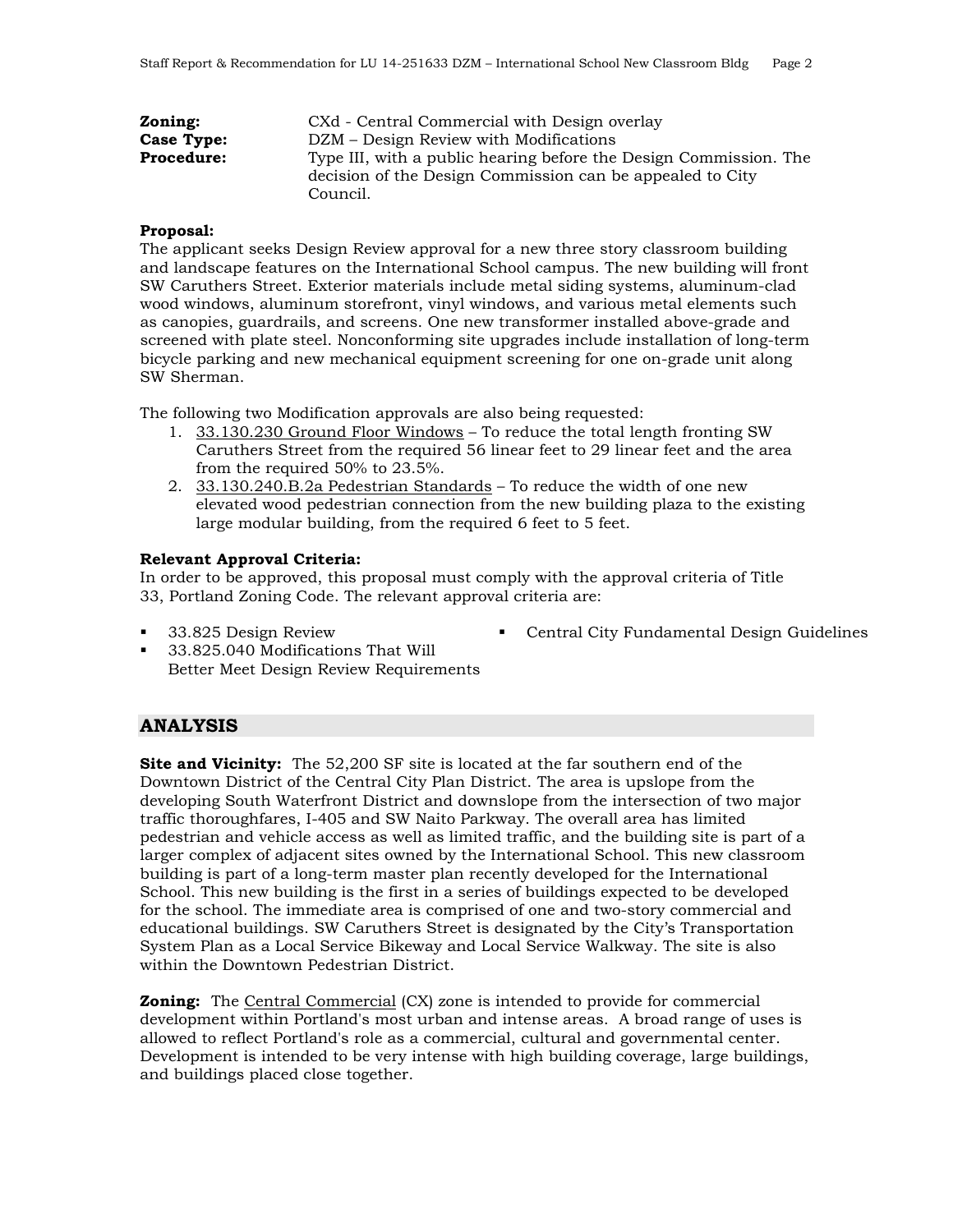**Zoning:** CXd - Central Commercial with Design overlay
**Case Type:** DZM – Design Review with Modifications
**Procedure:** Type III, with a public hearing before the Design Commission. The decision of the Design Commission can be appealed to City Council.

**Proposal:**
The applicant seeks Design Review approval for a new three story classroom building and landscape features on the International School campus. The new building will front SW Caruthers Street. Exterior materials include metal siding systems, aluminum-clad wood windows, aluminum storefront, vinyl windows, and various metal elements such as canopies, guardrails, and screens. One new transformer installed above-grade and screened with plate steel. Nonconforming site upgrades include installation of long-term bicycle parking and new mechanical equipment screening for one on-grade unit along SW Sherman.

The following two Modification approvals are also being requested:

1. 33.130.230 Ground Floor Windows – To reduce the total length fronting SW Caruthers Street from the required 56 linear feet to 29 linear feet and the area from the required 50% to 23.5%.
2. 33.130.240.B.2a Pedestrian Standards – To reduce the width of one new elevated wood pedestrian connection from the new building plaza to the existing large modular building, from the required 6 feet to 5 feet.

**Relevant Approval Criteria:**
In order to be approved, this proposal must comply with the approval criteria of Title 33, Portland Zoning Code. The relevant approval criteria are:

- 33.825 Design Review
- 33.825.040 Modifications That Will Better Meet Design Review Requirements
- Central City Fundamental Design Guidelines

## ANALYSIS

**Site and Vicinity:** The 52,200 SF site is located at the far southern end of the Downtown District of the Central City Plan District. The area is upslope from the developing South Waterfront District and downslope from the intersection of two major traffic thoroughfares, I-405 and SW Naito Parkway. The overall area has limited pedestrian and vehicle access as well as limited traffic, and the building site is part of a larger complex of adjacent sites owned by the International School. This new classroom building is part of a long-term master plan recently developed for the International School. This new building is the first in a series of buildings expected to be developed for the school. The immediate area is comprised of one and two-story commercial and educational buildings. SW Caruthers Street is designated by the City's Transportation System Plan as a Local Service Bikeway and Local Service Walkway. The site is also within the Downtown Pedestrian District.

**Zoning:** The Central Commercial (CX) zone is intended to provide for commercial development within Portland's most urban and intense areas. A broad range of uses is allowed to reflect Portland's role as a commercial, cultural and governmental center. Development is intended to be very intense with high building coverage, large buildings, and buildings placed close together.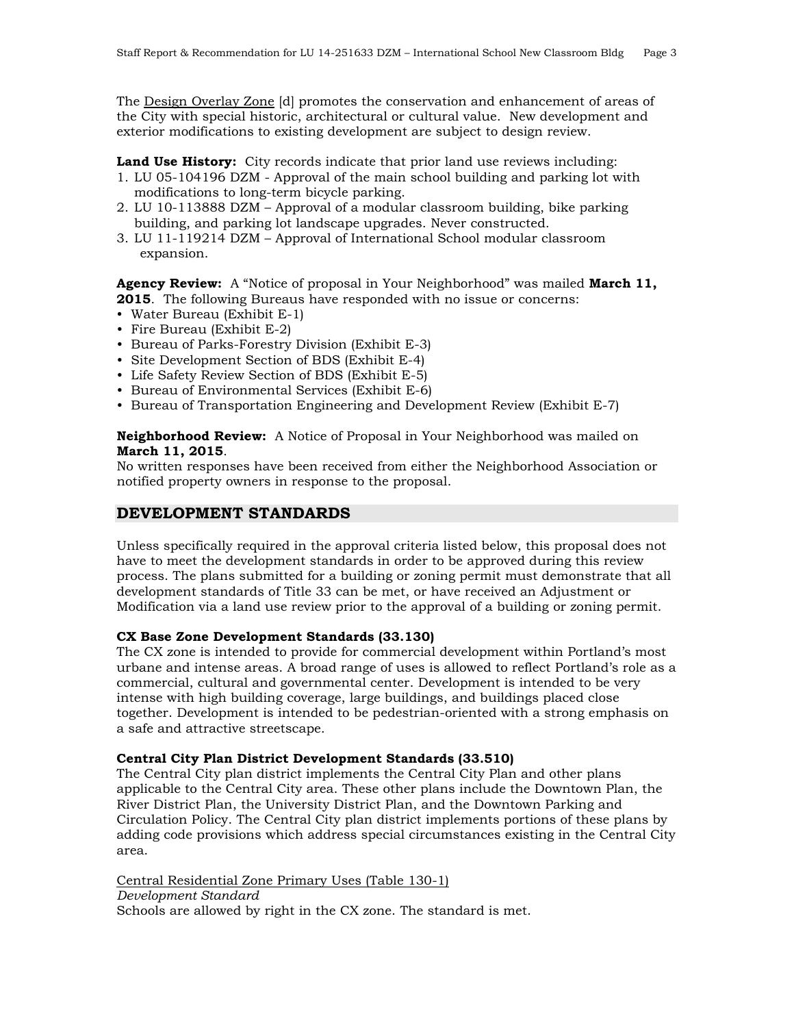The <u>Design Overlay Zone</u> [d] promotes the conservation and enhancement of areas of the City with special historic, architectural or cultural value. New development and exterior modifications to existing development are subject to design review.

**Land Use History:** City records indicate that prior land use reviews including:

1. LU 05-104196 DZM - Approval of the main school building and parking lot with modifications to long-term bicycle parking.
2. LU 10-113888 DZM – Approval of a modular classroom building, bike parking building, and parking lot landscape upgrades. Never constructed.
3. LU 11-119214 DZM – Approval of International School modular classroom expansion.

**Agency Review:** A "Notice of proposal in Your Neighborhood" was mailed **March 11, 2015**. The following Bureaus have responded with no issue or concerns:

- Water Bureau (Exhibit E-1)
- Fire Bureau (Exhibit E-2)
- Bureau of Parks-Forestry Division (Exhibit E-3)
- Site Development Section of BDS (Exhibit E-4)
- Life Safety Review Section of BDS (Exhibit E-5)
- Bureau of Environmental Services (Exhibit E-6)
- Bureau of Transportation Engineering and Development Review (Exhibit E-7)

**Neighborhood Review:** A Notice of Proposal in Your Neighborhood was mailed on **March 11, 2015**.
No written responses have been received from either the Neighborhood Association or notified property owners in response to the proposal.

## DEVELOPMENT STANDARDS

Unless specifically required in the approval criteria listed below, this proposal does not have to meet the development standards in order to be approved during this review process. The plans submitted for a building or zoning permit must demonstrate that all development standards of Title 33 can be met, or have received an Adjustment or Modification via a land use review prior to the approval of a building or zoning permit.

**CX Base Zone Development Standards (33.130)**
The CX zone is intended to provide for commercial development within Portland's most urbane and intense areas. A broad range of uses is allowed to reflect Portland's role as a commercial, cultural and governmental center. Development is intended to be very intense with high building coverage, large buildings, and buildings placed close together. Development is intended to be pedestrian-oriented with a strong emphasis on a safe and attractive streetscape.

**Central City Plan District Development Standards (33.510)**
The Central City plan district implements the Central City Plan and other plans applicable to the Central City area. These other plans include the Downtown Plan, the River District Plan, the University District Plan, and the Downtown Parking and Circulation Policy. The Central City plan district implements portions of these plans by adding code provisions which address special circumstances existing in the Central City area.

<u>Central Residential Zone Primary Uses (Table 130-1)</u>
*Development Standard*
Schools are allowed by right in the CX zone. The standard is met.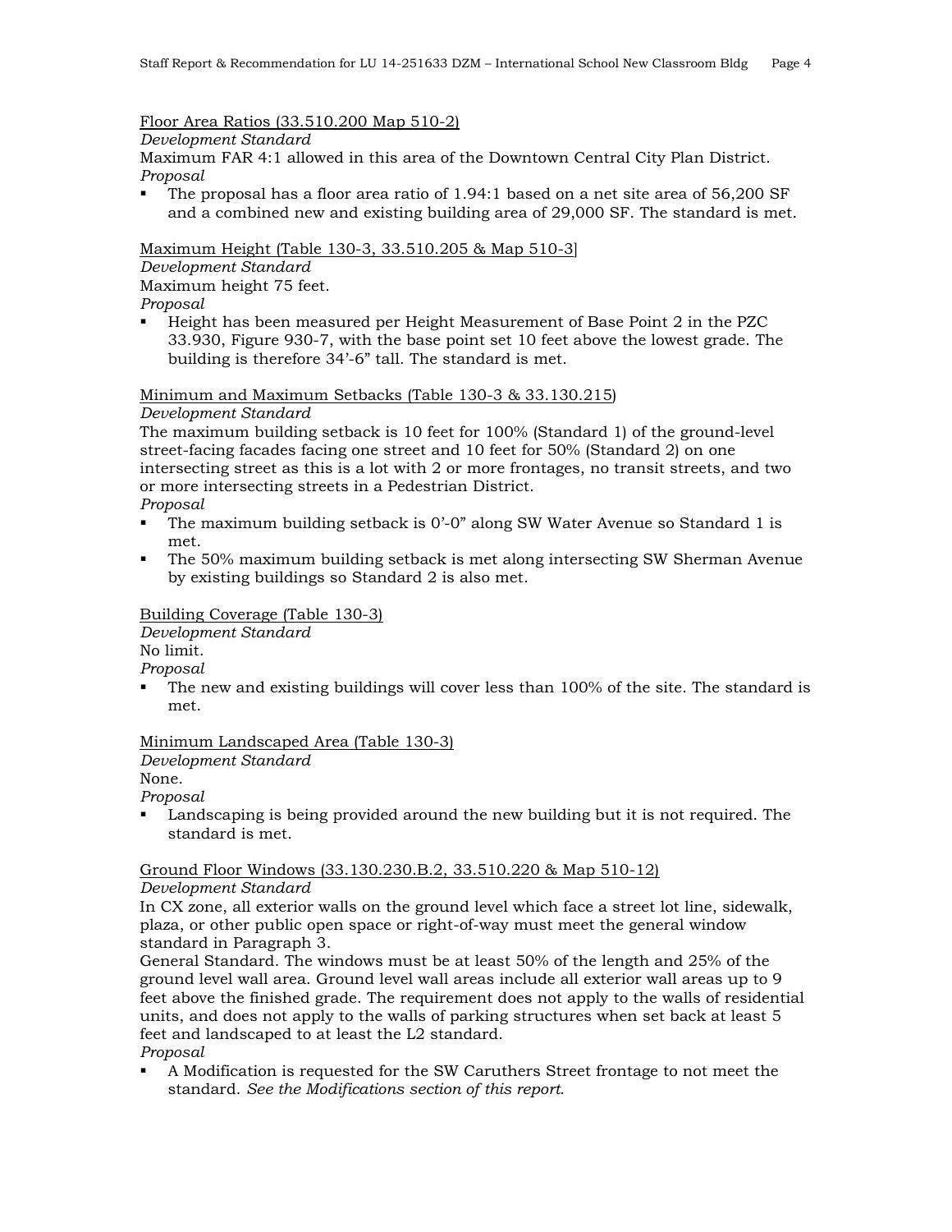Floor Area Ratios (33.510.200 Map 510-2)

*Development Standard*

Maximum FAR 4:1 allowed in this area of the Downtown Central City Plan District.

*Proposal*

- The proposal has a floor area ratio of 1.94:1 based on a net site area of 56,200 SF and a combined new and existing building area of 29,000 SF. The standard is met.

Maximum Height (Table 130-3, 33.510.205 & Map 510-3]

*Development Standard*

Maximum height 75 feet.

*Proposal*

- Height has been measured per Height Measurement of Base Point 2 in the PZC 33.930, Figure 930-7, with the base point set 10 feet above the lowest grade. The building is therefore 34'-6" tall. The standard is met.

Minimum and Maximum Setbacks (Table 130-3 & 33.130.215)

*Development Standard*

The maximum building setback is 10 feet for 100% (Standard 1) of the ground-level street-facing facades facing one street and 10 feet for 50% (Standard 2) on one intersecting street as this is a lot with 2 or more frontages, no transit streets, and two or more intersecting streets in a Pedestrian District.

*Proposal*

- The maximum building setback is 0'-0" along SW Water Avenue so Standard 1 is met.
- The 50% maximum building setback is met along intersecting SW Sherman Avenue by existing buildings so Standard 2 is also met.

Building Coverage (Table 130-3)

*Development Standard*

No limit.

*Proposal*

- The new and existing buildings will cover less than 100% of the site. The standard is met.

Minimum Landscaped Area (Table 130-3)

*Development Standard*

None.

*Proposal*

- Landscaping is being provided around the new building but it is not required. The standard is met.

Ground Floor Windows (33.130.230.B.2, 33.510.220 & Map 510-12)

*Development Standard*

In CX zone, all exterior walls on the ground level which face a street lot line, sidewalk, plaza, or other public open space or right-of-way must meet the general window standard in Paragraph 3.

General Standard. The windows must be at least 50% of the length and 25% of the ground level wall area. Ground level wall areas include all exterior wall areas up to 9 feet above the finished grade. The requirement does not apply to the walls of residential units, and does not apply to the walls of parking structures when set back at least 5 feet and landscaped to at least the L2 standard.

*Proposal*

- A Modification is requested for the SW Caruthers Street frontage to not meet the standard. *See the Modifications section of this report.*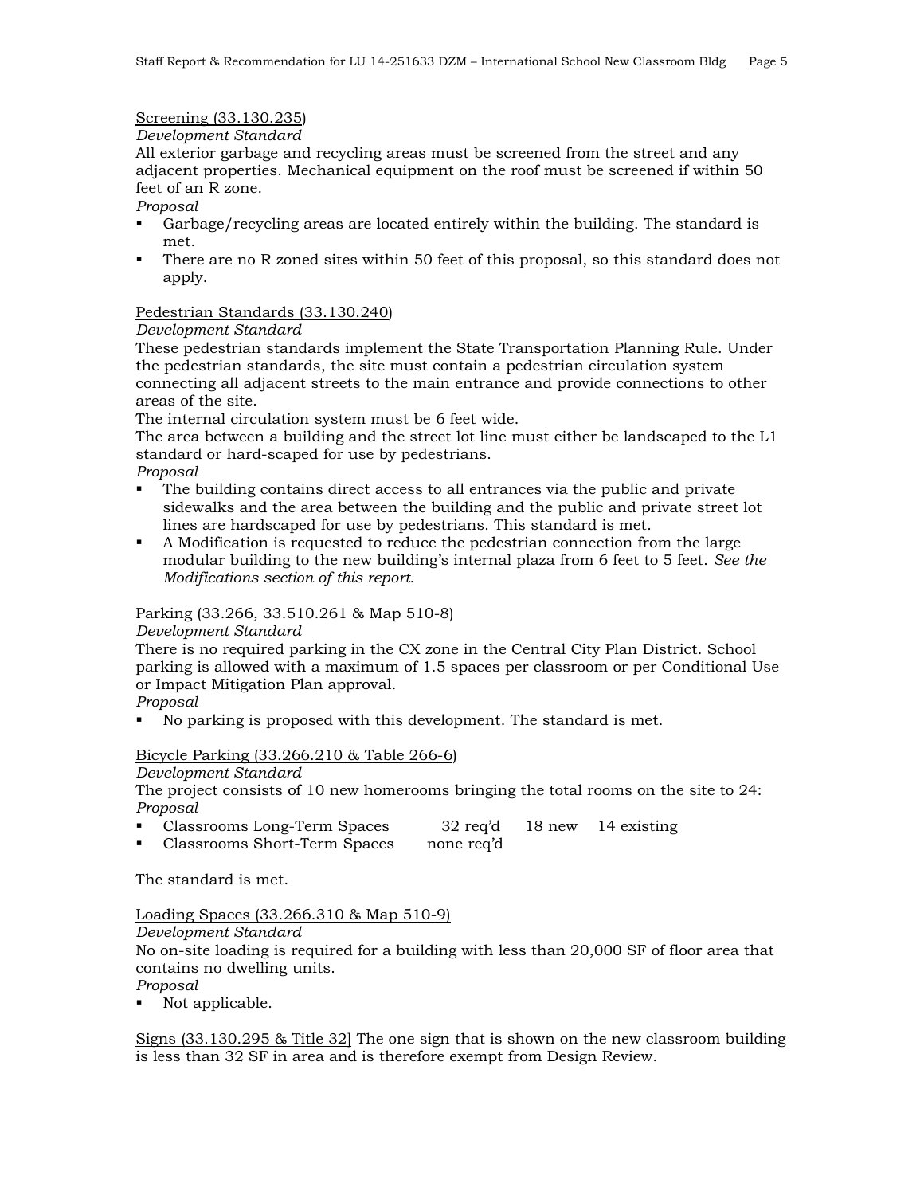Screening (33.130.235)

*Development Standard*

All exterior garbage and recycling areas must be screened from the street and any adjacent properties. Mechanical equipment on the roof must be screened if within 50 feet of an R zone.

*Proposal*

- Garbage/recycling areas are located entirely within the building. The standard is met.
- There are no R zoned sites within 50 feet of this proposal, so this standard does not apply.

Pedestrian Standards (33.130.240)

*Development Standard*

These pedestrian standards implement the State Transportation Planning Rule. Under the pedestrian standards, the site must contain a pedestrian circulation system connecting all adjacent streets to the main entrance and provide connections to other areas of the site.

The internal circulation system must be 6 feet wide.

The area between a building and the street lot line must either be landscaped to the L1 standard or hard-scaped for use by pedestrians.

*Proposal*

- The building contains direct access to all entrances via the public and private sidewalks and the area between the building and the public and private street lot lines are hardscaped for use by pedestrians. This standard is met.
- A Modification is requested to reduce the pedestrian connection from the large modular building to the new building's internal plaza from 6 feet to 5 feet. *See the Modifications section of this report.*

Parking (33.266, 33.510.261 & Map 510-8)

*Development Standard*

There is no required parking in the CX zone in the Central City Plan District. School parking is allowed with a maximum of 1.5 spaces per classroom or per Conditional Use or Impact Mitigation Plan approval.

*Proposal*

- No parking is proposed with this development. The standard is met.

Bicycle Parking (33.266.210 & Table 266-6)

*Development Standard*

The project consists of 10 new homerooms bringing the total rooms on the site to 24:

*Proposal*

- Classrooms Long-Term Spaces 32 req'd 18 new 14 existing
- Classrooms Short-Term Spaces none req'd

The standard is met.

Loading Spaces (33.266.310 & Map 510-9)

*Development Standard*

No on-site loading is required for a building with less than 20,000 SF of floor area that contains no dwelling units.

*Proposal*

- Not applicable.

Signs (33.130.295 & Title 32] The one sign that is shown on the new classroom building is less than 32 SF in area and is therefore exempt from Design Review.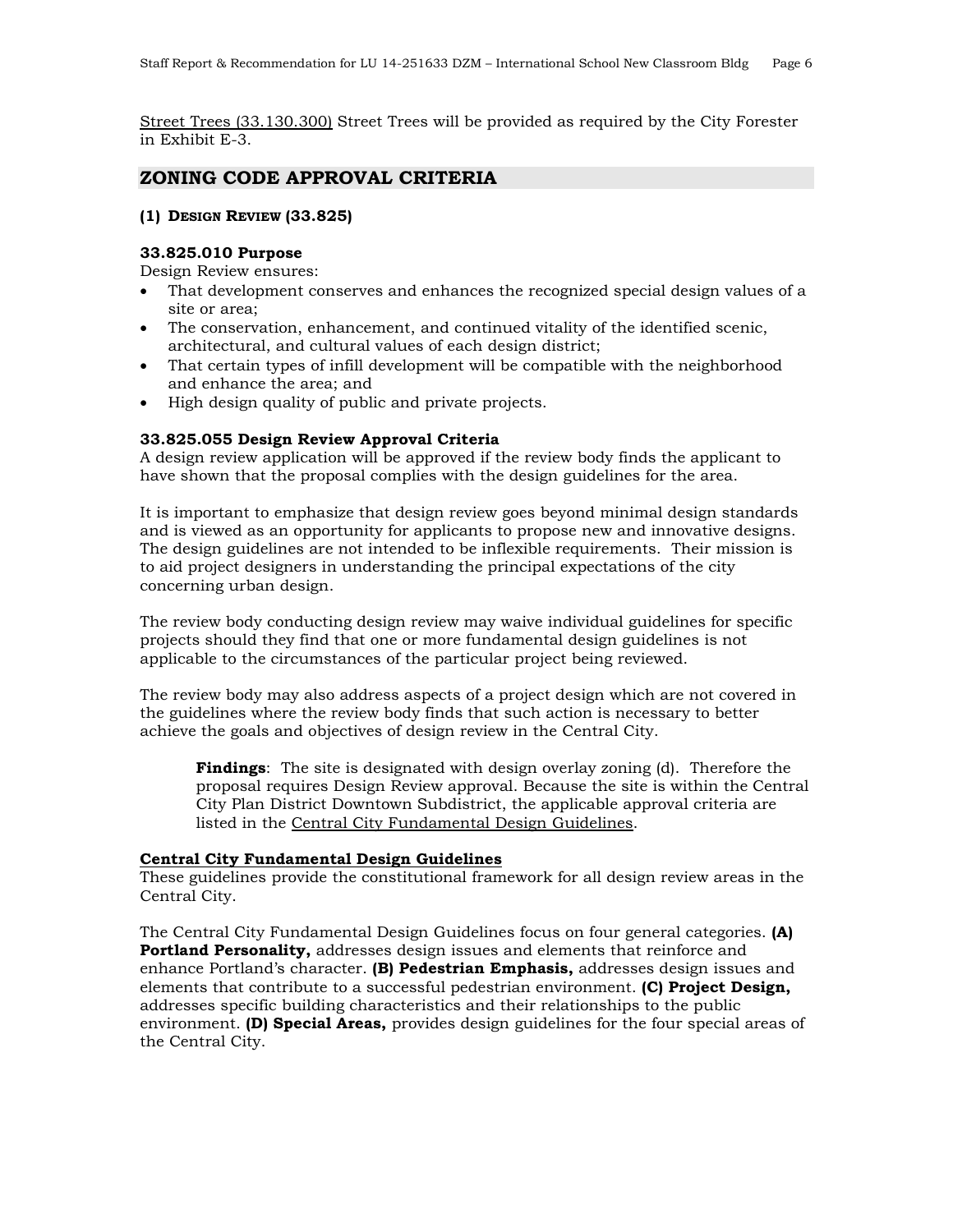Street Trees (33.130.300) Street Trees will be provided as required by the City Forester in Exhibit E-3.

## ZONING CODE APPROVAL CRITERIA

### (1) DESIGN REVIEW (33.825)

**33.825.010 Purpose**

Design Review ensures:

- That development conserves and enhances the recognized special design values of a site or area;
- The conservation, enhancement, and continued vitality of the identified scenic, architectural, and cultural values of each design district;
- That certain types of infill development will be compatible with the neighborhood and enhance the area; and
- High design quality of public and private projects.

**33.825.055 Design Review Approval Criteria**

A design review application will be approved if the review body finds the applicant to have shown that the proposal complies with the design guidelines for the area.

It is important to emphasize that design review goes beyond minimal design standards and is viewed as an opportunity for applicants to propose new and innovative designs. The design guidelines are not intended to be inflexible requirements. Their mission is to aid project designers in understanding the principal expectations of the city concerning urban design.

The review body conducting design review may waive individual guidelines for specific projects should they find that one or more fundamental design guidelines is not applicable to the circumstances of the particular project being reviewed.

The review body may also address aspects of a project design which are not covered in the guidelines where the review body finds that such action is necessary to better achieve the goals and objectives of design review in the Central City.

> **Findings**: The site is designated with design overlay zoning (d). Therefore the proposal requires Design Review approval. Because the site is within the Central City Plan District Downtown Subdistrict, the applicable approval criteria are listed in the Central City Fundamental Design Guidelines.

**Central City Fundamental Design Guidelines**

These guidelines provide the constitutional framework for all design review areas in the Central City.

The Central City Fundamental Design Guidelines focus on four general categories. **(A) Portland Personality,** addresses design issues and elements that reinforce and enhance Portland's character. **(B) Pedestrian Emphasis,** addresses design issues and elements that contribute to a successful pedestrian environment. **(C) Project Design,** addresses specific building characteristics and their relationships to the public environment. **(D) Special Areas,** provides design guidelines for the four special areas of the Central City.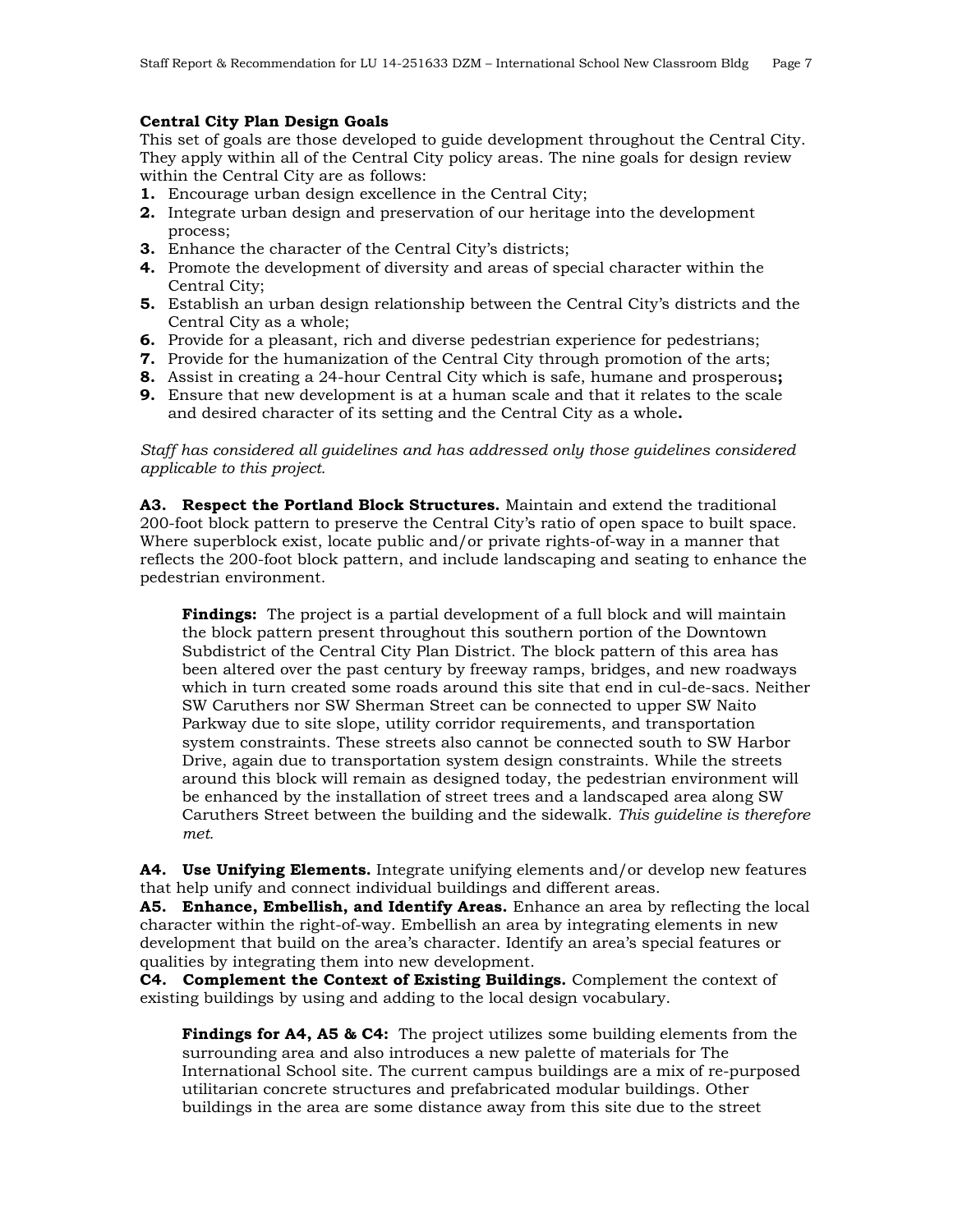**Central City Plan Design Goals**

This set of goals are those developed to guide development throughout the Central City. They apply within all of the Central City policy areas. The nine goals for design review within the Central City are as follows:

1. Encourage urban design excellence in the Central City;
2. Integrate urban design and preservation of our heritage into the development process;
3. Enhance the character of the Central City's districts;
4. Promote the development of diversity and areas of special character within the Central City;
5. Establish an urban design relationship between the Central City's districts and the Central City as a whole;
6. Provide for a pleasant, rich and diverse pedestrian experience for pedestrians;
7. Provide for the humanization of the Central City through promotion of the arts;
8. Assist in creating a 24-hour Central City which is safe, humane and prosperous**;**
9. Ensure that new development is at a human scale and that it relates to the scale and desired character of its setting and the Central City as a whole**.**

*Staff has considered all guidelines and has addressed only those guidelines considered applicable to this project.*

**A3. Respect the Portland Block Structures.** Maintain and extend the traditional 200-foot block pattern to preserve the Central City's ratio of open space to built space. Where superblock exist, locate public and/or private rights-of-way in a manner that reflects the 200-foot block pattern, and include landscaping and seating to enhance the pedestrian environment.

> **Findings:** The project is a partial development of a full block and will maintain the block pattern present throughout this southern portion of the Downtown Subdistrict of the Central City Plan District. The block pattern of this area has been altered over the past century by freeway ramps, bridges, and new roadways which in turn created some roads around this site that end in cul-de-sacs. Neither SW Caruthers nor SW Sherman Street can be connected to upper SW Naito Parkway due to site slope, utility corridor requirements, and transportation system constraints. These streets also cannot be connected south to SW Harbor Drive, again due to transportation system design constraints. While the streets around this block will remain as designed today, the pedestrian environment will be enhanced by the installation of street trees and a landscaped area along SW Caruthers Street between the building and the sidewalk. *This guideline is therefore met.*

**A4. Use Unifying Elements.** Integrate unifying elements and/or develop new features that help unify and connect individual buildings and different areas.

**A5. Enhance, Embellish, and Identify Areas.** Enhance an area by reflecting the local character within the right-of-way. Embellish an area by integrating elements in new development that build on the area's character. Identify an area's special features or qualities by integrating them into new development.

**C4. Complement the Context of Existing Buildings.** Complement the context of existing buildings by using and adding to the local design vocabulary.

> **Findings for A4, A5 & C4:** The project utilizes some building elements from the surrounding area and also introduces a new palette of materials for The International School site. The current campus buildings are a mix of re-purposed utilitarian concrete structures and prefabricated modular buildings. Other buildings in the area are some distance away from this site due to the street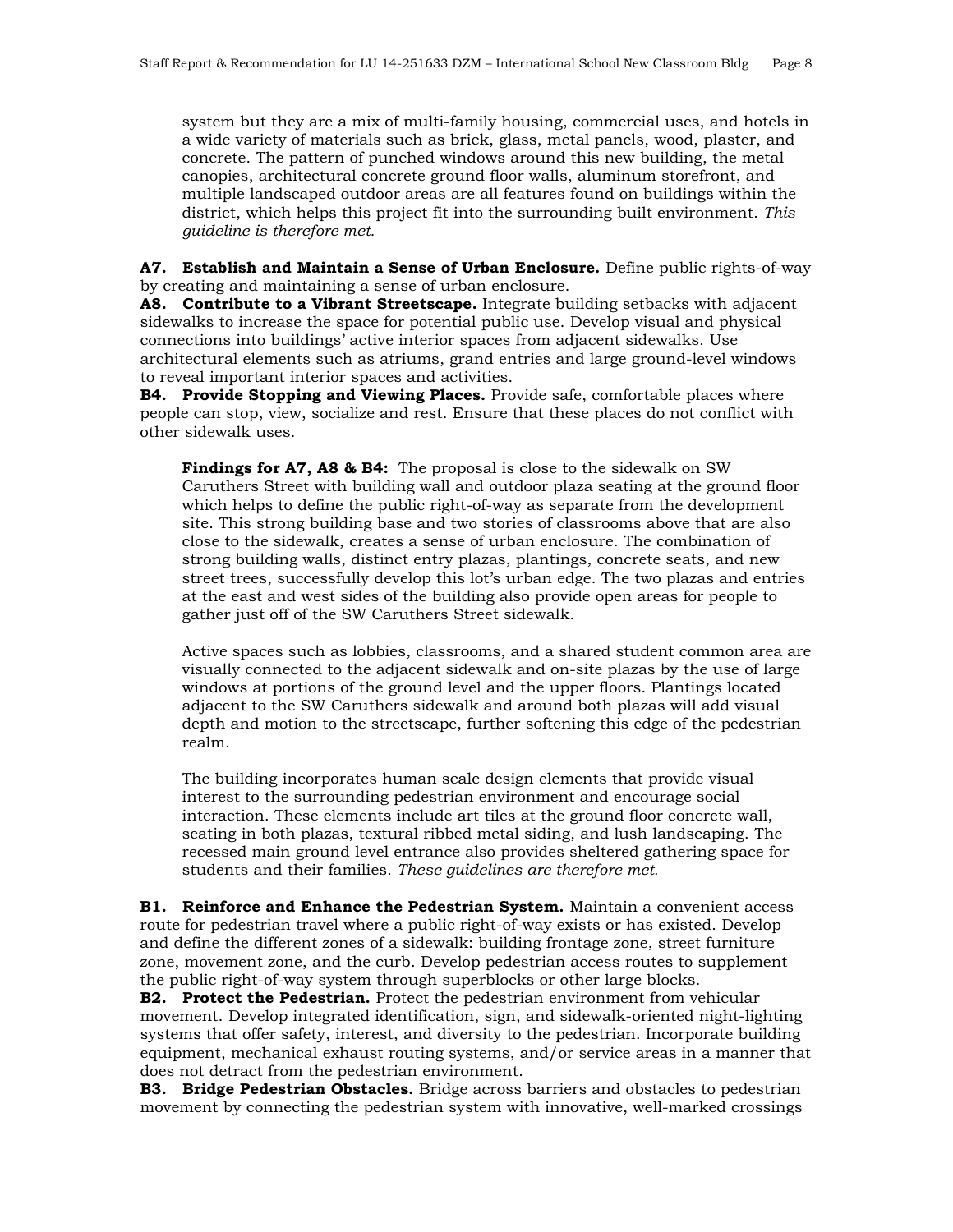system but they are a mix of multi-family housing, commercial uses, and hotels in a wide variety of materials such as brick, glass, metal panels, wood, plaster, and concrete. The pattern of punched windows around this new building, the metal canopies, architectural concrete ground floor walls, aluminum storefront, and multiple landscaped outdoor areas are all features found on buildings within the district, which helps this project fit into the surrounding built environment. *This guideline is therefore met.*

**A7. Establish and Maintain a Sense of Urban Enclosure.** Define public rights-of-way by creating and maintaining a sense of urban enclosure.
**A8. Contribute to a Vibrant Streetscape.** Integrate building setbacks with adjacent sidewalks to increase the space for potential public use. Develop visual and physical connections into buildings' active interior spaces from adjacent sidewalks. Use architectural elements such as atriums, grand entries and large ground-level windows to reveal important interior spaces and activities.
**B4. Provide Stopping and Viewing Places.** Provide safe, comfortable places where people can stop, view, socialize and rest. Ensure that these places do not conflict with other sidewalk uses.

**Findings for A7, A8 & B4:** The proposal is close to the sidewalk on SW Caruthers Street with building wall and outdoor plaza seating at the ground floor which helps to define the public right-of-way as separate from the development site. This strong building base and two stories of classrooms above that are also close to the sidewalk, creates a sense of urban enclosure. The combination of strong building walls, distinct entry plazas, plantings, concrete seats, and new street trees, successfully develop this lot's urban edge. The two plazas and entries at the east and west sides of the building also provide open areas for people to gather just off of the SW Caruthers Street sidewalk.

Active spaces such as lobbies, classrooms, and a shared student common area are visually connected to the adjacent sidewalk and on-site plazas by the use of large windows at portions of the ground level and the upper floors. Plantings located adjacent to the SW Caruthers sidewalk and around both plazas will add visual depth and motion to the streetscape, further softening this edge of the pedestrian realm.

The building incorporates human scale design elements that provide visual interest to the surrounding pedestrian environment and encourage social interaction. These elements include art tiles at the ground floor concrete wall, seating in both plazas, textural ribbed metal siding, and lush landscaping. The recessed main ground level entrance also provides sheltered gathering space for students and their families. *These guidelines are therefore met.*

**B1. Reinforce and Enhance the Pedestrian System.** Maintain a convenient access route for pedestrian travel where a public right-of-way exists or has existed. Develop and define the different zones of a sidewalk: building frontage zone, street furniture zone, movement zone, and the curb. Develop pedestrian access routes to supplement the public right-of-way system through superblocks or other large blocks.
**B2. Protect the Pedestrian.** Protect the pedestrian environment from vehicular movement. Develop integrated identification, sign, and sidewalk-oriented night-lighting systems that offer safety, interest, and diversity to the pedestrian. Incorporate building equipment, mechanical exhaust routing systems, and/or service areas in a manner that does not detract from the pedestrian environment.
**B3. Bridge Pedestrian Obstacles.** Bridge across barriers and obstacles to pedestrian movement by connecting the pedestrian system with innovative, well-marked crossings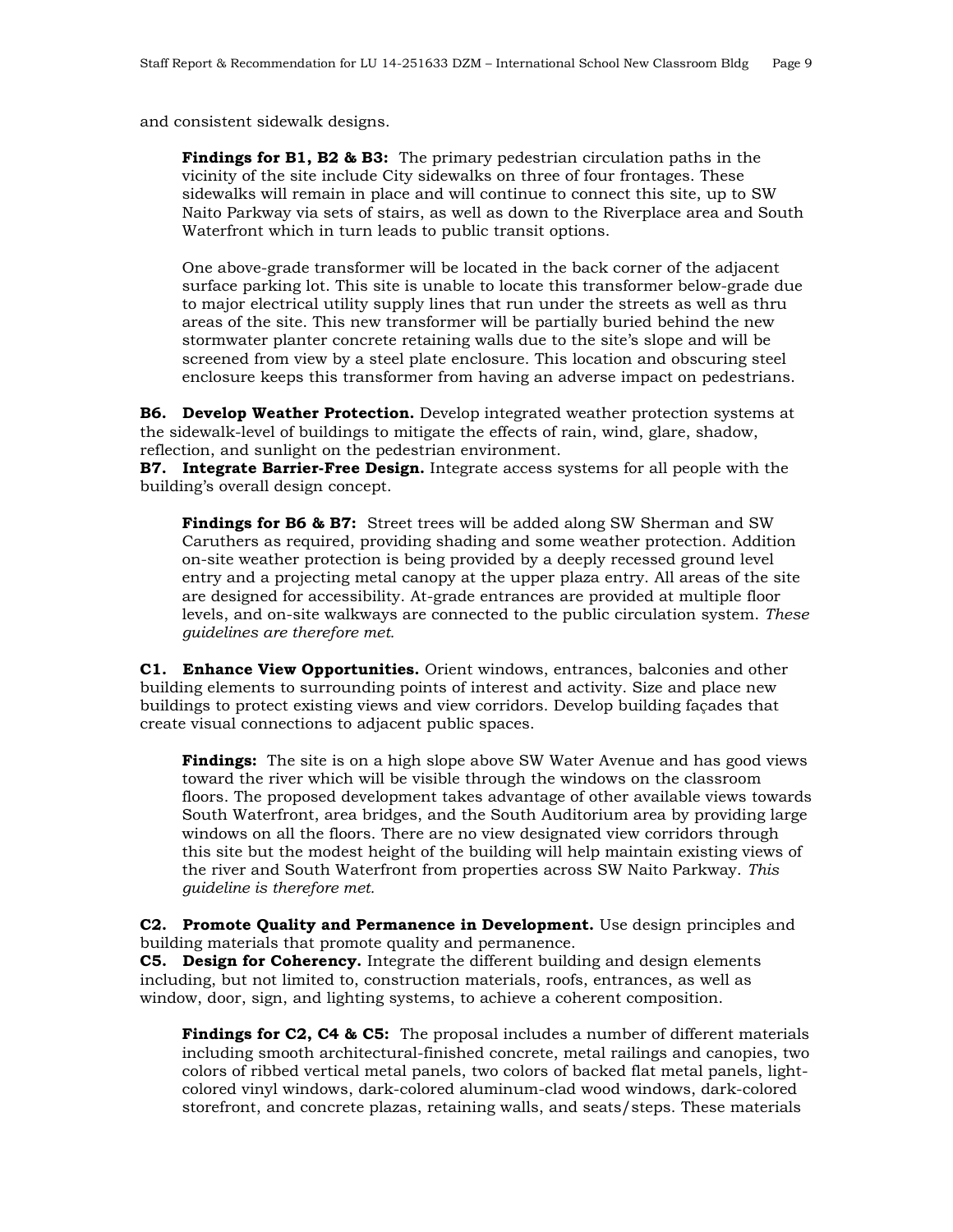and consistent sidewalk designs.

**Findings for B1, B2 & B3:** The primary pedestrian circulation paths in the vicinity of the site include City sidewalks on three of four frontages. These sidewalks will remain in place and will continue to connect this site, up to SW Naito Parkway via sets of stairs, as well as down to the Riverplace area and South Waterfront which in turn leads to public transit options.

One above-grade transformer will be located in the back corner of the adjacent surface parking lot. This site is unable to locate this transformer below-grade due to major electrical utility supply lines that run under the streets as well as thru areas of the site. This new transformer will be partially buried behind the new stormwater planter concrete retaining walls due to the site's slope and will be screened from view by a steel plate enclosure. This location and obscuring steel enclosure keeps this transformer from having an adverse impact on pedestrians.

**B6. Develop Weather Protection.** Develop integrated weather protection systems at the sidewalk-level of buildings to mitigate the effects of rain, wind, glare, shadow, reflection, and sunlight on the pedestrian environment.
**B7. Integrate Barrier-Free Design.** Integrate access systems for all people with the building's overall design concept.

**Findings for B6 & B7:** Street trees will be added along SW Sherman and SW Caruthers as required, providing shading and some weather protection. Addition on-site weather protection is being provided by a deeply recessed ground level entry and a projecting metal canopy at the upper plaza entry. All areas of the site are designed for accessibility. At-grade entrances are provided at multiple floor levels, and on-site walkways are connected to the public circulation system. *These guidelines are therefore met.*

**C1. Enhance View Opportunities.** Orient windows, entrances, balconies and other building elements to surrounding points of interest and activity. Size and place new buildings to protect existing views and view corridors. Develop building façades that create visual connections to adjacent public spaces.

**Findings:** The site is on a high slope above SW Water Avenue and has good views toward the river which will be visible through the windows on the classroom floors. The proposed development takes advantage of other available views towards South Waterfront, area bridges, and the South Auditorium area by providing large windows on all the floors. There are no view designated view corridors through this site but the modest height of the building will help maintain existing views of the river and South Waterfront from properties across SW Naito Parkway. *This guideline is therefore met.*

**C2. Promote Quality and Permanence in Development.** Use design principles and building materials that promote quality and permanence.
**C5. Design for Coherency.** Integrate the different building and design elements including, but not limited to, construction materials, roofs, entrances, as well as window, door, sign, and lighting systems, to achieve a coherent composition.

**Findings for C2, C4 & C5:** The proposal includes a number of different materials including smooth architectural-finished concrete, metal railings and canopies, two colors of ribbed vertical metal panels, two colors of backed flat metal panels, light-colored vinyl windows, dark-colored aluminum-clad wood windows, dark-colored storefront, and concrete plazas, retaining walls, and seats/steps. These materials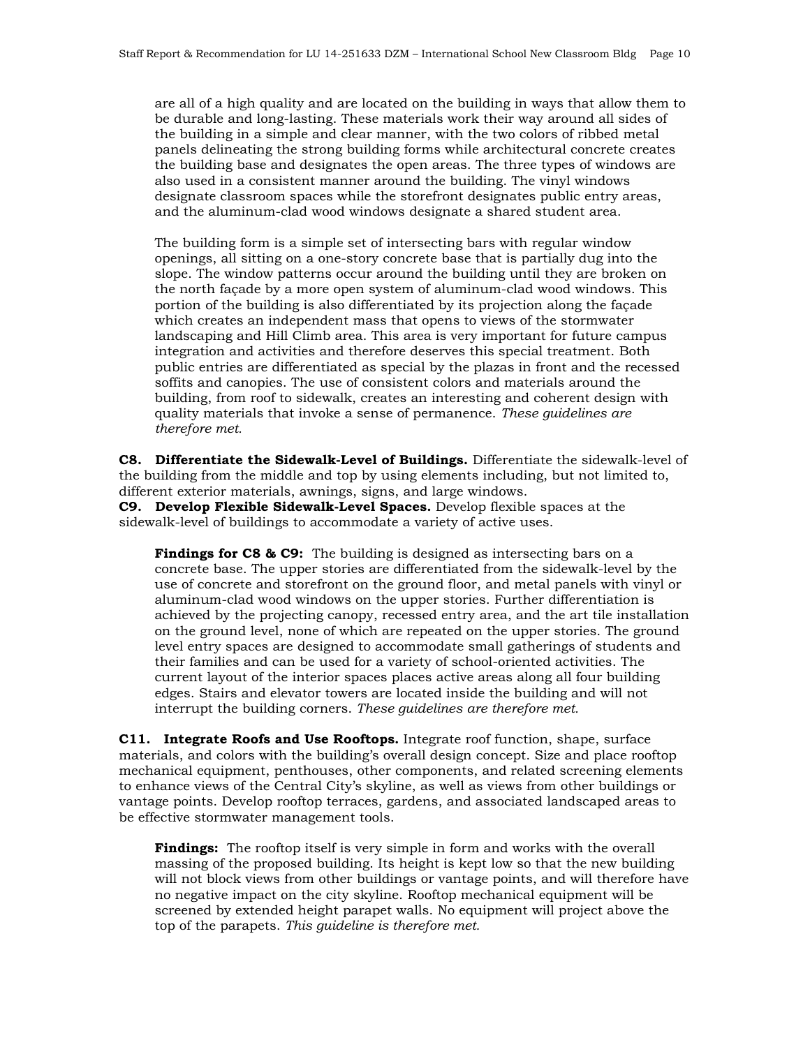are all of a high quality and are located on the building in ways that allow them to be durable and long-lasting. These materials work their way around all sides of the building in a simple and clear manner, with the two colors of ribbed metal panels delineating the strong building forms while architectural concrete creates the building base and designates the open areas. The three types of windows are also used in a consistent manner around the building. The vinyl windows designate classroom spaces while the storefront designates public entry areas, and the aluminum-clad wood windows designate a shared student area.

The building form is a simple set of intersecting bars with regular window openings, all sitting on a one-story concrete base that is partially dug into the slope. The window patterns occur around the building until they are broken on the north façade by a more open system of aluminum-clad wood windows. This portion of the building is also differentiated by its projection along the façade which creates an independent mass that opens to views of the stormwater landscaping and Hill Climb area. This area is very important for future campus integration and activities and therefore deserves this special treatment. Both public entries are differentiated as special by the plazas in front and the recessed soffits and canopies. The use of consistent colors and materials around the building, from roof to sidewalk, creates an interesting and coherent design with quality materials that invoke a sense of permanence. *These guidelines are therefore met.*

**C8. Differentiate the Sidewalk-Level of Buildings.** Differentiate the sidewalk-level of the building from the middle and top by using elements including, but not limited to, different exterior materials, awnings, signs, and large windows.
**C9. Develop Flexible Sidewalk-Level Spaces.** Develop flexible spaces at the sidewalk-level of buildings to accommodate a variety of active uses.

**Findings for C8 & C9:** The building is designed as intersecting bars on a concrete base. The upper stories are differentiated from the sidewalk-level by the use of concrete and storefront on the ground floor, and metal panels with vinyl or aluminum-clad wood windows on the upper stories. Further differentiation is achieved by the projecting canopy, recessed entry area, and the art tile installation on the ground level, none of which are repeated on the upper stories. The ground level entry spaces are designed to accommodate small gatherings of students and their families and can be used for a variety of school-oriented activities. The current layout of the interior spaces places active areas along all four building edges. Stairs and elevator towers are located inside the building and will not interrupt the building corners. *These guidelines are therefore met.*

**C11. Integrate Roofs and Use Rooftops.** Integrate roof function, shape, surface materials, and colors with the building's overall design concept. Size and place rooftop mechanical equipment, penthouses, other components, and related screening elements to enhance views of the Central City's skyline, as well as views from other buildings or vantage points. Develop rooftop terraces, gardens, and associated landscaped areas to be effective stormwater management tools.

**Findings:** The rooftop itself is very simple in form and works with the overall massing of the proposed building. Its height is kept low so that the new building will not block views from other buildings or vantage points, and will therefore have no negative impact on the city skyline. Rooftop mechanical equipment will be screened by extended height parapet walls. No equipment will project above the top of the parapets. *This guideline is therefore met.*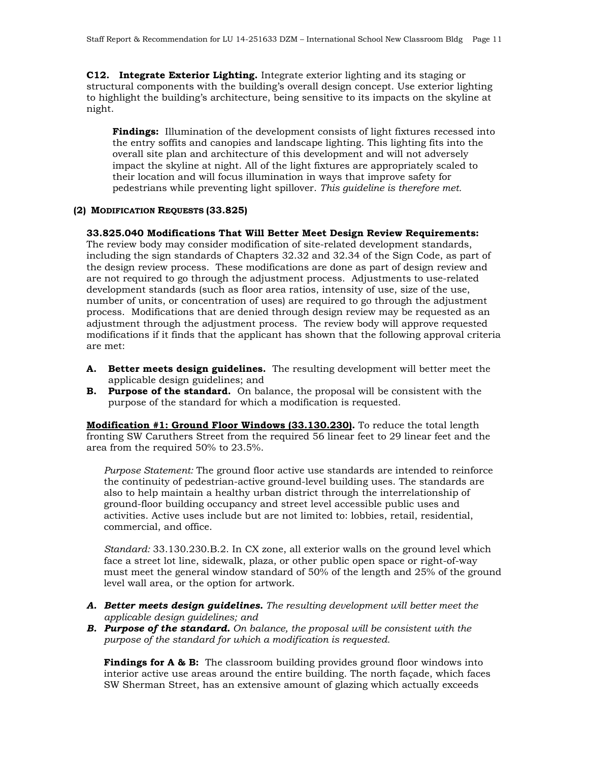**C12. Integrate Exterior Lighting.** Integrate exterior lighting and its staging or structural components with the building's overall design concept. Use exterior lighting to highlight the building's architecture, being sensitive to its impacts on the skyline at night.

> **Findings:** Illumination of the development consists of light fixtures recessed into the entry soffits and canopies and landscape lighting. This lighting fits into the overall site plan and architecture of this development and will not adversely impact the skyline at night. All of the light fixtures are appropriately scaled to their location and will focus illumination in ways that improve safety for pedestrians while preventing light spillover. *This guideline is therefore met.*

**(2) MODIFICATION REQUESTS (33.825)**

**33.825.040 Modifications That Will Better Meet Design Review Requirements:** The review body may consider modification of site-related development standards, including the sign standards of Chapters 32.32 and 32.34 of the Sign Code, as part of the design review process. These modifications are done as part of design review and are not required to go through the adjustment process. Adjustments to use-related development standards (such as floor area ratios, intensity of use, size of the use, number of units, or concentration of uses) are required to go through the adjustment process. Modifications that are denied through design review may be requested as an adjustment through the adjustment process. The review body will approve requested modifications if it finds that the applicant has shown that the following approval criteria are met:

- **A. Better meets design guidelines.** The resulting development will better meet the applicable design guidelines; and
- **B. Purpose of the standard.** On balance, the proposal will be consistent with the purpose of the standard for which a modification is requested.

**Modification #1: Ground Floor Windows (33.130.230).** To reduce the total length fronting SW Caruthers Street from the required 56 linear feet to 29 linear feet and the area from the required 50% to 23.5%.

*Purpose Statement:* The ground floor active use standards are intended to reinforce the continuity of pedestrian-active ground-level building uses. The standards are also to help maintain a healthy urban district through the interrelationship of ground-floor building occupancy and street level accessible public uses and activities. Active uses include but are not limited to: lobbies, retail, residential, commercial, and office.

*Standard:* 33.130.230.B.2. In CX zone, all exterior walls on the ground level which face a street lot line, sidewalk, plaza, or other public open space or right-of-way must meet the general window standard of 50% of the length and 25% of the ground level wall area, or the option for artwork.

- ***A. Better meets design guidelines.*** *The resulting development will better meet the applicable design guidelines; and*
- ***B. Purpose of the standard.*** *On balance, the proposal will be consistent with the purpose of the standard for which a modification is requested.*

**Findings for A & B:** The classroom building provides ground floor windows into interior active use areas around the entire building. The north façade, which faces SW Sherman Street, has an extensive amount of glazing which actually exceeds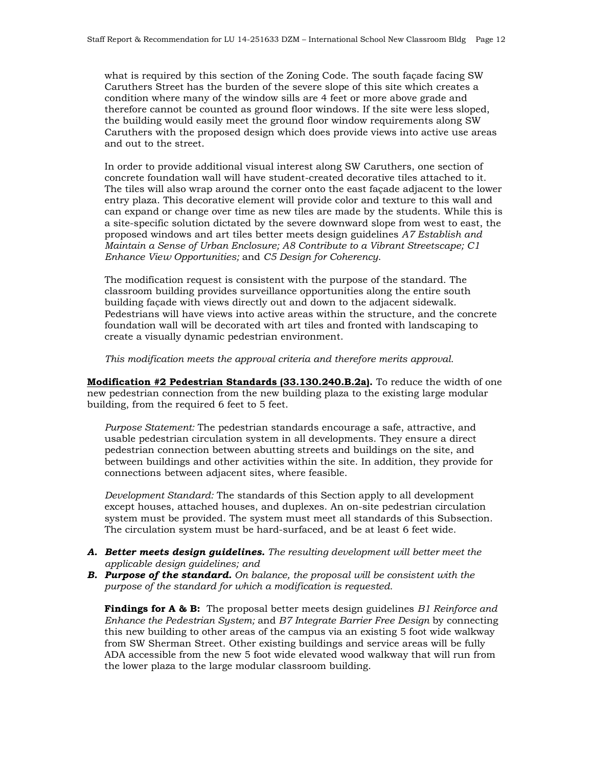what is required by this section of the Zoning Code. The south façade facing SW Caruthers Street has the burden of the severe slope of this site which creates a condition where many of the window sills are 4 feet or more above grade and therefore cannot be counted as ground floor windows. If the site were less sloped, the building would easily meet the ground floor window requirements along SW Caruthers with the proposed design which does provide views into active use areas and out to the street.

In order to provide additional visual interest along SW Caruthers, one section of concrete foundation wall will have student-created decorative tiles attached to it. The tiles will also wrap around the corner onto the east façade adjacent to the lower entry plaza. This decorative element will provide color and texture to this wall and can expand or change over time as new tiles are made by the students. While this is a site-specific solution dictated by the severe downward slope from west to east, the proposed windows and art tiles better meets design guidelines *A7 Establish and Maintain a Sense of Urban Enclosure; A8 Contribute to a Vibrant Streetscape; C1 Enhance View Opportunities;* and *C5 Design for Coherency*.

The modification request is consistent with the purpose of the standard. The classroom building provides surveillance opportunities along the entire south building façade with views directly out and down to the adjacent sidewalk. Pedestrians will have views into active areas within the structure, and the concrete foundation wall will be decorated with art tiles and fronted with landscaping to create a visually dynamic pedestrian environment.

*This modification meets the approval criteria and therefore merits approval.*

**Modification #2 Pedestrian Standards (33.130.240.B.2a).** To reduce the width of one new pedestrian connection from the new building plaza to the existing large modular building, from the required 6 feet to 5 feet.

*Purpose Statement:* The pedestrian standards encourage a safe, attractive, and usable pedestrian circulation system in all developments. They ensure a direct pedestrian connection between abutting streets and buildings on the site, and between buildings and other activities within the site. In addition, they provide for connections between adjacent sites, where feasible.

*Development Standard:* The standards of this Section apply to all development except houses, attached houses, and duplexes. An on-site pedestrian circulation system must be provided. The system must meet all standards of this Subsection. The circulation system must be hard-surfaced, and be at least 6 feet wide.

- ***A. Better meets design guidelines.*** *The resulting development will better meet the applicable design guidelines; and*
- ***B. Purpose of the standard.*** *On balance, the proposal will be consistent with the purpose of the standard for which a modification is requested.*

**Findings for A & B:** The proposal better meets design guidelines *B1 Reinforce and Enhance the Pedestrian System;* and *B7 Integrate Barrier Free Design* by connecting this new building to other areas of the campus via an existing 5 foot wide walkway from SW Sherman Street. Other existing buildings and service areas will be fully ADA accessible from the new 5 foot wide elevated wood walkway that will run from the lower plaza to the large modular classroom building.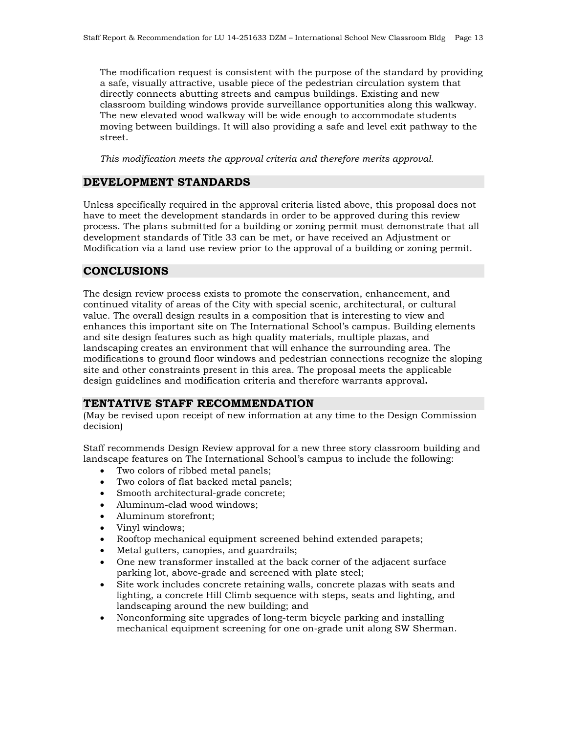The modification request is consistent with the purpose of the standard by providing a safe, visually attractive, usable piece of the pedestrian circulation system that directly connects abutting streets and campus buildings. Existing and new classroom building windows provide surveillance opportunities along this walkway. The new elevated wood walkway will be wide enough to accommodate students moving between buildings. It will also providing a safe and level exit pathway to the street.

*This modification meets the approval criteria and therefore merits approval.*

## DEVELOPMENT STANDARDS

Unless specifically required in the approval criteria listed above, this proposal does not have to meet the development standards in order to be approved during this review process. The plans submitted for a building or zoning permit must demonstrate that all development standards of Title 33 can be met, or have received an Adjustment or Modification via a land use review prior to the approval of a building or zoning permit.

## CONCLUSIONS

The design review process exists to promote the conservation, enhancement, and continued vitality of areas of the City with special scenic, architectural, or cultural value. The overall design results in a composition that is interesting to view and enhances this important site on The International School's campus. Building elements and site design features such as high quality materials, multiple plazas, and landscaping creates an environment that will enhance the surrounding area. The modifications to ground floor windows and pedestrian connections recognize the sloping site and other constraints present in this area. The proposal meets the applicable design guidelines and modification criteria and therefore warrants approval**.**

## TENTATIVE STAFF RECOMMENDATION

(May be revised upon receipt of new information at any time to the Design Commission decision)

Staff recommends Design Review approval for a new three story classroom building and landscape features on The International School's campus to include the following:

- Two colors of ribbed metal panels;
- Two colors of flat backed metal panels;
- Smooth architectural-grade concrete;
- Aluminum-clad wood windows;
- Aluminum storefront;
- Vinyl windows;
- Rooftop mechanical equipment screened behind extended parapets;
- Metal gutters, canopies, and guardrails;
- One new transformer installed at the back corner of the adjacent surface parking lot, above-grade and screened with plate steel;
- Site work includes concrete retaining walls, concrete plazas with seats and lighting, a concrete Hill Climb sequence with steps, seats and lighting, and landscaping around the new building; and
- Nonconforming site upgrades of long-term bicycle parking and installing mechanical equipment screening for one on-grade unit along SW Sherman.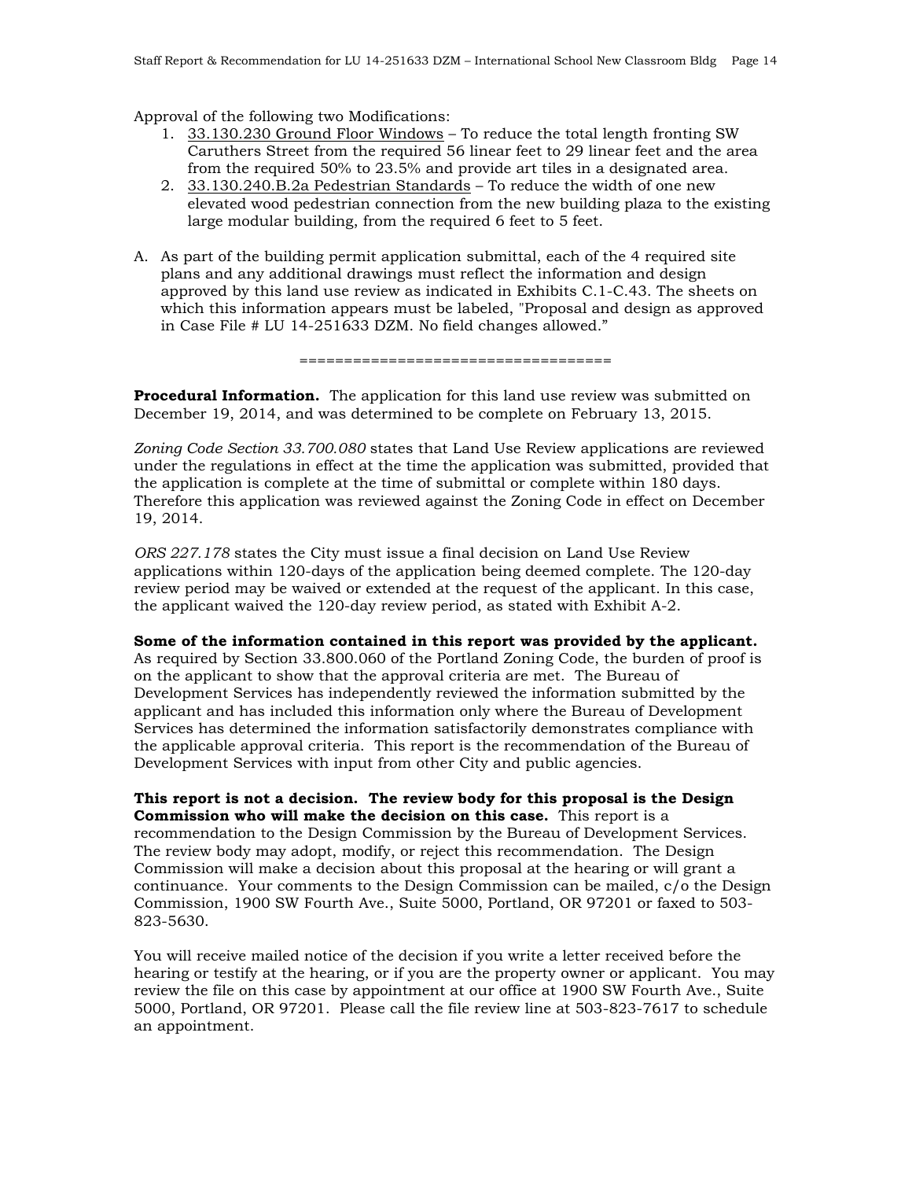Approval of the following two Modifications:

1. 33.130.230 Ground Floor Windows – To reduce the total length fronting SW Caruthers Street from the required 56 linear feet to 29 linear feet and the area from the required 50% to 23.5% and provide art tiles in a designated area.
2. 33.130.240.B.2a Pedestrian Standards – To reduce the width of one new elevated wood pedestrian connection from the new building plaza to the existing large modular building, from the required 6 feet to 5 feet.

A. As part of the building permit application submittal, each of the 4 required site plans and any additional drawings must reflect the information and design approved by this land use review as indicated in Exhibits C.1-C.43. The sheets on which this information appears must be labeled, "Proposal and design as approved in Case File # LU 14-251633 DZM. No field changes allowed."

===================================

**Procedural Information.** The application for this land use review was submitted on December 19, 2014, and was determined to be complete on February 13, 2015.

*Zoning Code Section 33.700.080* states that Land Use Review applications are reviewed under the regulations in effect at the time the application was submitted, provided that the application is complete at the time of submittal or complete within 180 days. Therefore this application was reviewed against the Zoning Code in effect on December 19, 2014.

*ORS 227.178* states the City must issue a final decision on Land Use Review applications within 120-days of the application being deemed complete. The 120-day review period may be waived or extended at the request of the applicant. In this case, the applicant waived the 120-day review period, as stated with Exhibit A-2.

**Some of the information contained in this report was provided by the applicant.** As required by Section 33.800.060 of the Portland Zoning Code, the burden of proof is on the applicant to show that the approval criteria are met. The Bureau of Development Services has independently reviewed the information submitted by the applicant and has included this information only where the Bureau of Development Services has determined the information satisfactorily demonstrates compliance with the applicable approval criteria. This report is the recommendation of the Bureau of Development Services with input from other City and public agencies.

**This report is not a decision. The review body for this proposal is the Design Commission who will make the decision on this case.** This report is a recommendation to the Design Commission by the Bureau of Development Services. The review body may adopt, modify, or reject this recommendation. The Design Commission will make a decision about this proposal at the hearing or will grant a continuance. Your comments to the Design Commission can be mailed, c/o the Design Commission, 1900 SW Fourth Ave., Suite 5000, Portland, OR 97201 or faxed to 503-823-5630.

You will receive mailed notice of the decision if you write a letter received before the hearing or testify at the hearing, or if you are the property owner or applicant. You may review the file on this case by appointment at our office at 1900 SW Fourth Ave., Suite 5000, Portland, OR 97201. Please call the file review line at 503-823-7617 to schedule an appointment.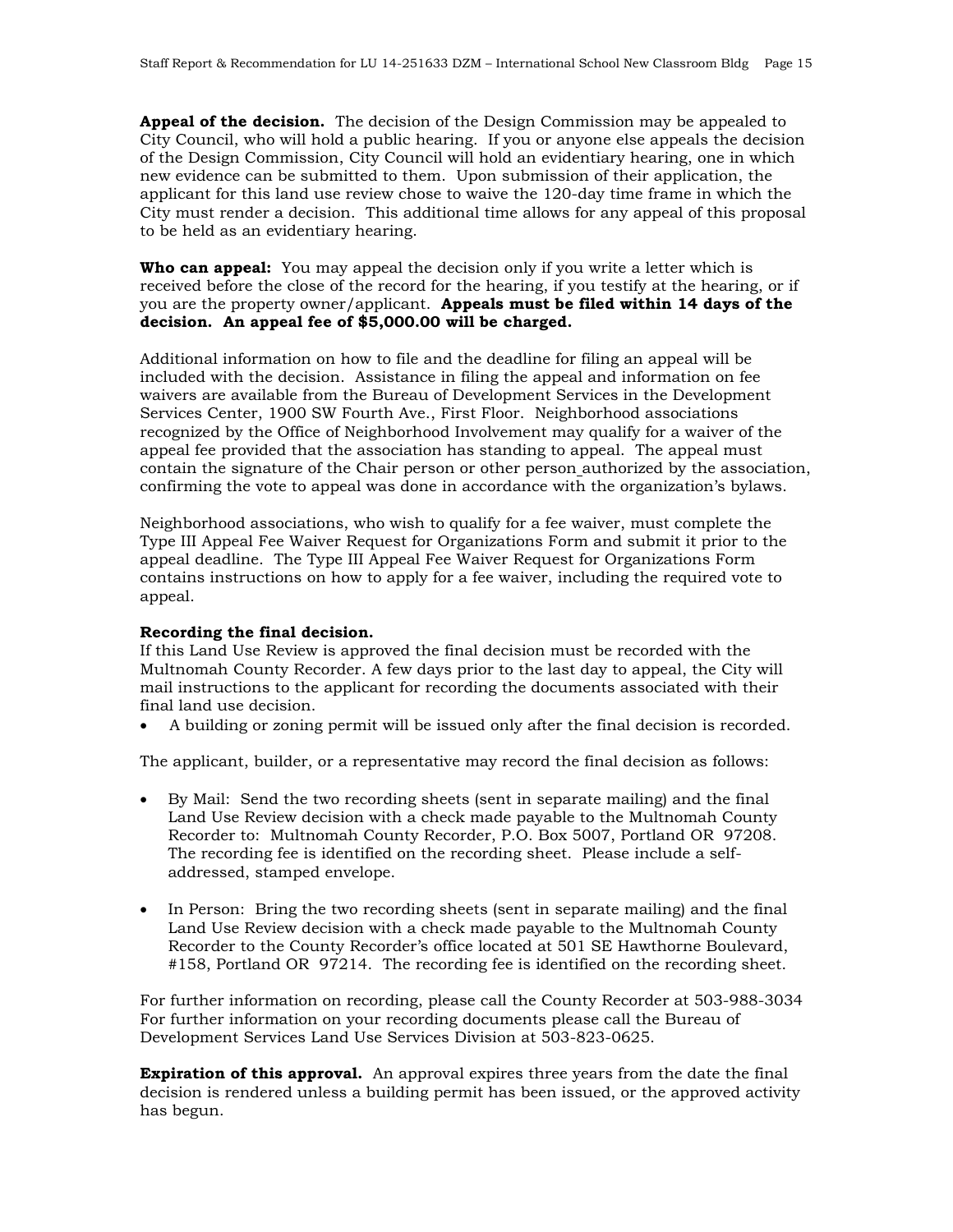**Appeal of the decision.** The decision of the Design Commission may be appealed to City Council, who will hold a public hearing. If you or anyone else appeals the decision of the Design Commission, City Council will hold an evidentiary hearing, one in which new evidence can be submitted to them. Upon submission of their application, the applicant for this land use review chose to waive the 120-day time frame in which the City must render a decision. This additional time allows for any appeal of this proposal to be held as an evidentiary hearing.

**Who can appeal:** You may appeal the decision only if you write a letter which is received before the close of the record for the hearing, if you testify at the hearing, or if you are the property owner/applicant. **Appeals must be filed within 14 days of the decision. An appeal fee of $5,000.00 will be charged.**

Additional information on how to file and the deadline for filing an appeal will be included with the decision. Assistance in filing the appeal and information on fee waivers are available from the Bureau of Development Services in the Development Services Center, 1900 SW Fourth Ave., First Floor. Neighborhood associations recognized by the Office of Neighborhood Involvement may qualify for a waiver of the appeal fee provided that the association has standing to appeal. The appeal must contain the signature of the Chair person or other person authorized by the association, confirming the vote to appeal was done in accordance with the organization's bylaws.

Neighborhood associations, who wish to qualify for a fee waiver, must complete the Type III Appeal Fee Waiver Request for Organizations Form and submit it prior to the appeal deadline. The Type III Appeal Fee Waiver Request for Organizations Form contains instructions on how to apply for a fee waiver, including the required vote to appeal.

**Recording the final decision.**
If this Land Use Review is approved the final decision must be recorded with the Multnomah County Recorder. A few days prior to the last day to appeal, the City will mail instructions to the applicant for recording the documents associated with their final land use decision.

- A building or zoning permit will be issued only after the final decision is recorded.

The applicant, builder, or a representative may record the final decision as follows:

- By Mail: Send the two recording sheets (sent in separate mailing) and the final Land Use Review decision with a check made payable to the Multnomah County Recorder to: Multnomah County Recorder, P.O. Box 5007, Portland OR 97208. The recording fee is identified on the recording sheet. Please include a self-addressed, stamped envelope.

- In Person: Bring the two recording sheets (sent in separate mailing) and the final Land Use Review decision with a check made payable to the Multnomah County Recorder to the County Recorder's office located at 501 SE Hawthorne Boulevard, #158, Portland OR 97214. The recording fee is identified on the recording sheet.

For further information on recording, please call the County Recorder at 503-988-3034
For further information on your recording documents please call the Bureau of Development Services Land Use Services Division at 503-823-0625.

**Expiration of this approval.** An approval expires three years from the date the final decision is rendered unless a building permit has been issued, or the approved activity has begun.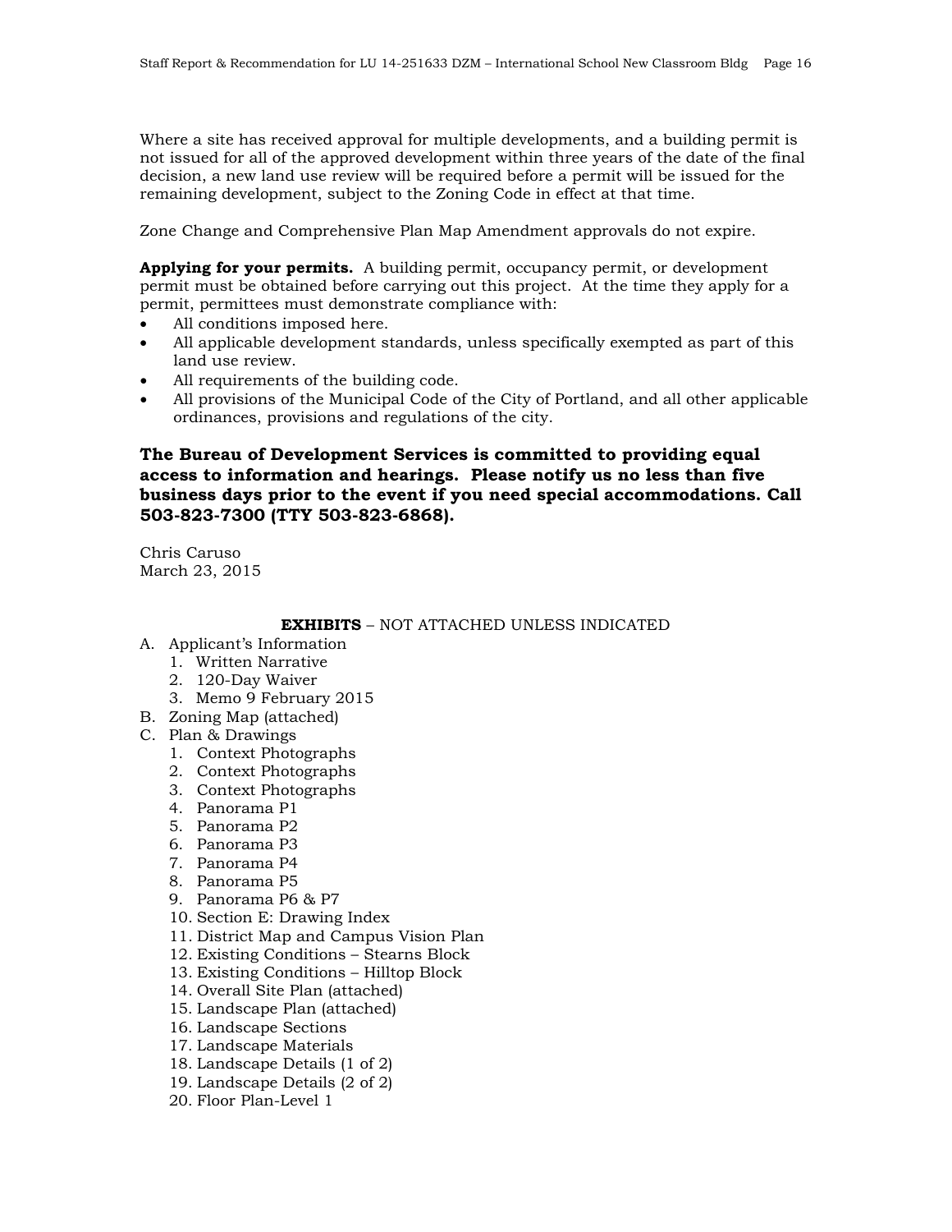Where a site has received approval for multiple developments, and a building permit is not issued for all of the approved development within three years of the date of the final decision, a new land use review will be required before a permit will be issued for the remaining development, subject to the Zoning Code in effect at that time.

Zone Change and Comprehensive Plan Map Amendment approvals do not expire.

**Applying for your permits.** A building permit, occupancy permit, or development permit must be obtained before carrying out this project. At the time they apply for a permit, permittees must demonstrate compliance with:

- All conditions imposed here.
- All applicable development standards, unless specifically exempted as part of this land use review.
- All requirements of the building code.
- All provisions of the Municipal Code of the City of Portland, and all other applicable ordinances, provisions and regulations of the city.

**The Bureau of Development Services is committed to providing equal access to information and hearings. Please notify us no less than five business days prior to the event if you need special accommodations. Call 503-823-7300 (TTY 503-823-6868).**

Chris Caruso
March 23, 2015

**EXHIBITS** – NOT ATTACHED UNLESS INDICATED

A. Applicant's Information
   1. Written Narrative
   2. 120-Day Waiver
   3. Memo 9 February 2015
B. Zoning Map (attached)
C. Plan & Drawings
   1. Context Photographs
   2. Context Photographs
   3. Context Photographs
   4. Panorama P1
   5. Panorama P2
   6. Panorama P3
   7. Panorama P4
   8. Panorama P5
   9. Panorama P6 & P7
   10. Section E: Drawing Index
   11. District Map and Campus Vision Plan
   12. Existing Conditions – Stearns Block
   13. Existing Conditions – Hilltop Block
   14. Overall Site Plan (attached)
   15. Landscape Plan (attached)
   16. Landscape Sections
   17. Landscape Materials
   18. Landscape Details (1 of 2)
   19. Landscape Details (2 of 2)
   20. Floor Plan-Level 1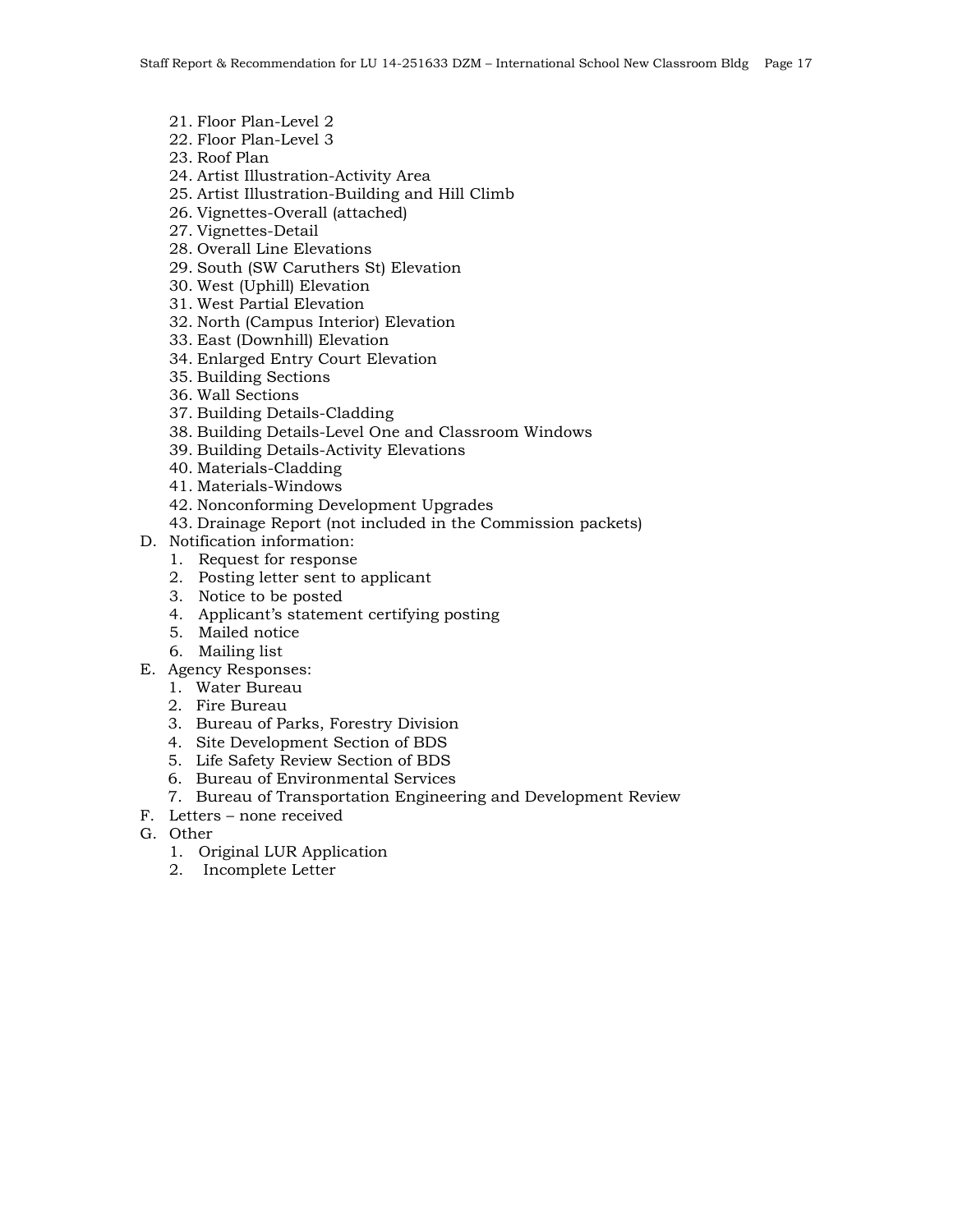21. Floor Plan-Level 2
22. Floor Plan-Level 3
23. Roof Plan
24. Artist Illustration-Activity Area
25. Artist Illustration-Building and Hill Climb
26. Vignettes-Overall (attached)
27. Vignettes-Detail
28. Overall Line Elevations
29. South (SW Caruthers St) Elevation
30. West (Uphill) Elevation
31. West Partial Elevation
32. North (Campus Interior) Elevation
33. East (Downhill) Elevation
34. Enlarged Entry Court Elevation
35. Building Sections
36. Wall Sections
37. Building Details-Cladding
38. Building Details-Level One and Classroom Windows
39. Building Details-Activity Elevations
40. Materials-Cladding
41. Materials-Windows
42. Nonconforming Development Upgrades
43. Drainage Report (not included in the Commission packets)

D. Notification information:
   1. Request for response
   2. Posting letter sent to applicant
   3. Notice to be posted
   4. Applicant's statement certifying posting
   5. Mailed notice
   6. Mailing list

E. Agency Responses:
   1. Water Bureau
   2. Fire Bureau
   3. Bureau of Parks, Forestry Division
   4. Site Development Section of BDS
   5. Life Safety Review Section of BDS
   6. Bureau of Environmental Services
   7. Bureau of Transportation Engineering and Development Review

F. Letters – none received

G. Other
   1. Original LUR Application
   2. Incomplete Letter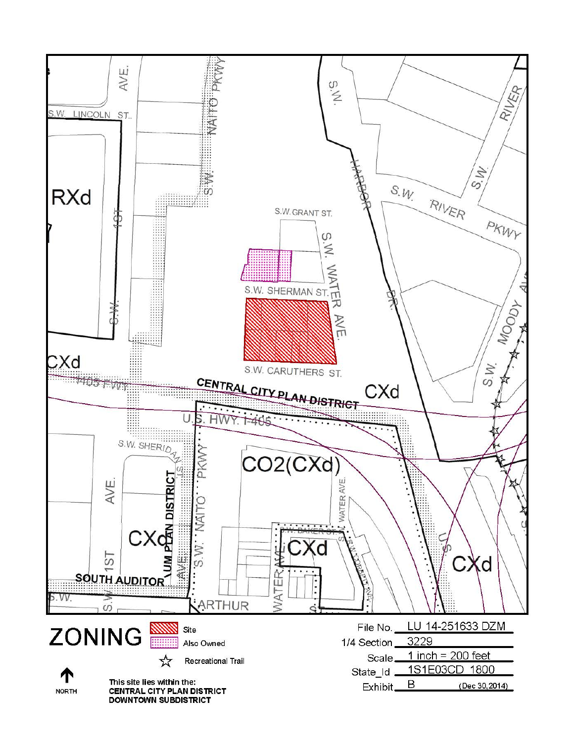# ZONING

- Site
- Also Owned
- ☆ Recreational Trail

↑ NORTH

**This site lies within the:**
**CENTRAL CITY PLAN DISTRICT**
**DOWNTOWN SUBDISTRICT**

| | |
|---|---|
| File No. | LU 14-251633 DZM |
| 1/4 Section | 3229 |
| Scale | 1 inch = 200 feet |
| State_Id | 1S1E03CD 1800 |
| Exhibit | B (Dec 30, 2014) |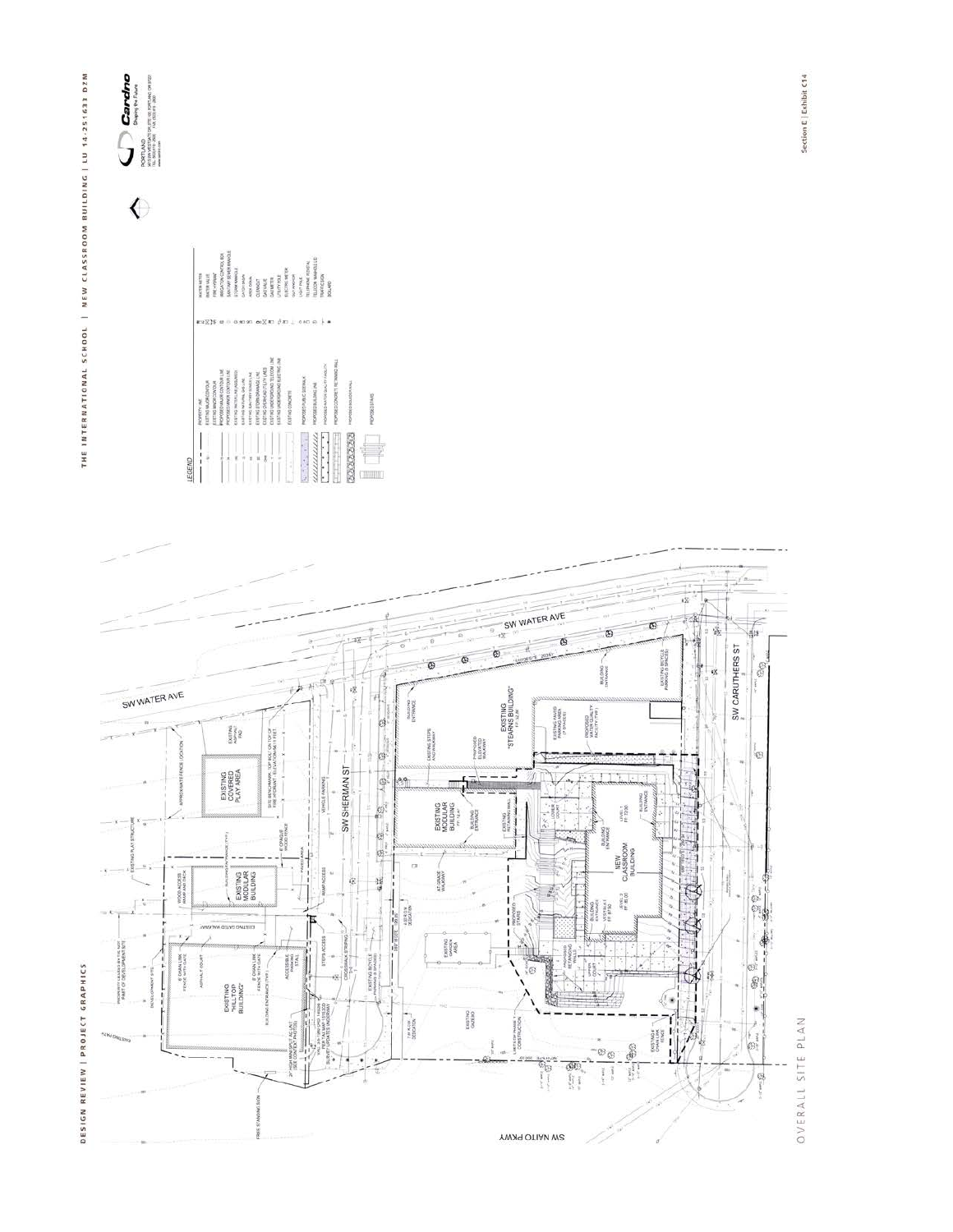DESIGN REVIEW | PROJECT GRAPHICS

THE INTERNATIONAL SCHOOL | NEW CLASSROOM BUILDING | LU 14-251633 DZM

Cardno
Shaping the Future

PORTLAND

OVERALL SITE PLAN

Section E | Exhibit C14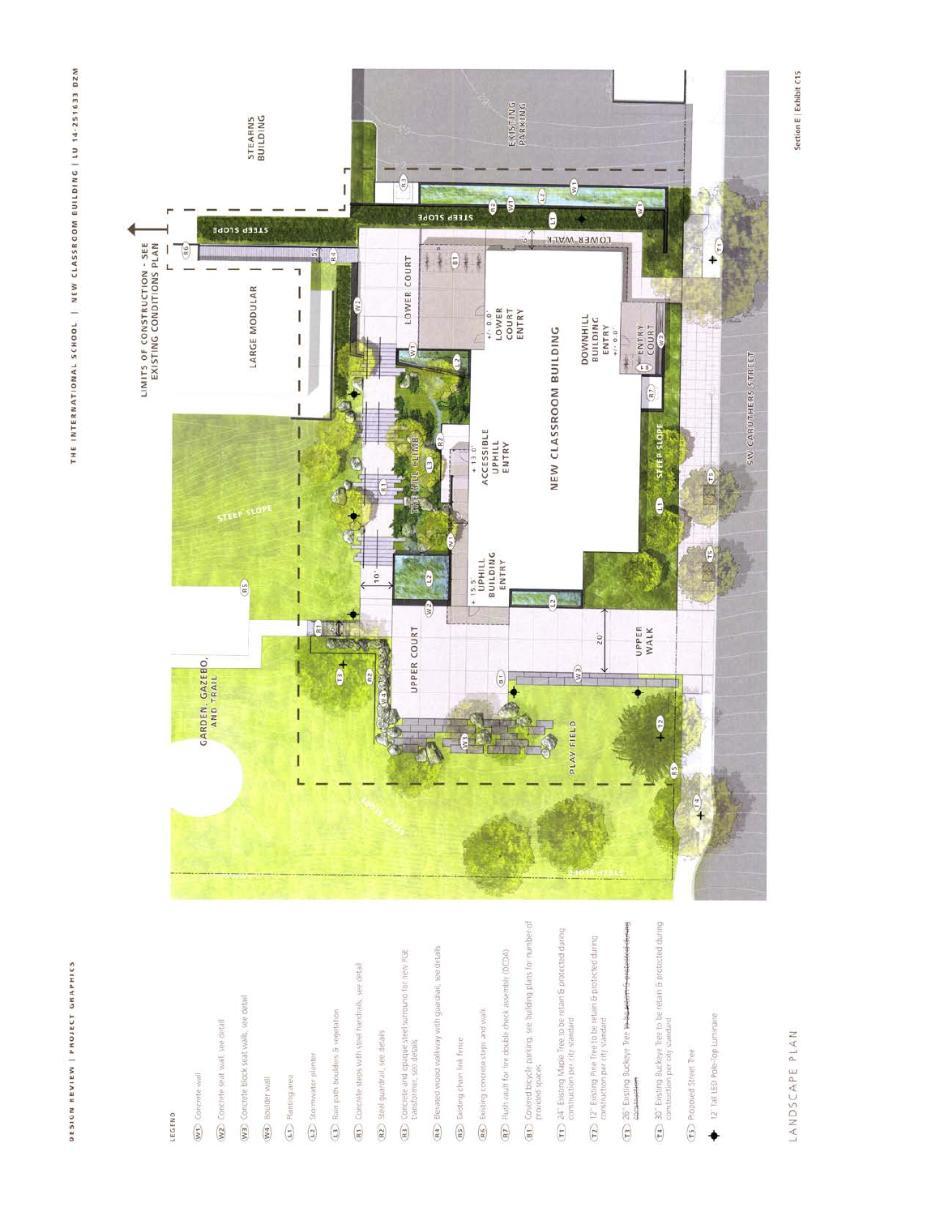# LANDSCAPE PLAN

## LEGEND

- (W1) Concrete wall
- (W2) Concrete seat wall, see detail
- (W3) Concrete block seat walls, see detail
- (W4) Boulder wall
- (L1) Planting area
- (L2) Stormwater planter
- (L3) Rain path boulders & vegetation
- (R1) Concrete steps with steel handrails, see detail
- (R2) Steel guardrail, see details
- (R3) Concrete and opaque steel surround for new PGE transformer, see details
- (R4) Elevated wood walkway with guardrail, see details
- (R5) Existing chain link fence
- (R6) Existing concrete steps and walk
- (R7) Flush vault for fire double check assembly (DCDA)
- (B1) Covered bicycle parking, see building plans for number of provided spaces
- (T1) 24" Existing Maple Tree to be retain & protected during construction per city standard
- (T2) 12" Existing Pine Tree to be retain & protected during construction per city standard
- (T3) 26" Existing Buckeye Tree ~~to be retain & protected during construction~~
- (T4) 30" Existing Buckeye Tree to be retain & protected during construction per city standard
- (T5) Proposed Street Tree
- ✦ 12' Tall LED Pole-Top Luminaire

STEARNS BUILDING

EXISTING PARKING

LIMITS OF CONSTRUCTION - SEE EXISTING CONDITIONS PLAN

LARGE MODULAR

STEEP SLOPE

LOWER WALK

LOWER COURT

+/- 0.0' LOWER COURT ENTRY

DOWNHILL BUILDING ENTRY +/- 0.0'

ENTRY COURT

NEW CLASSROOM BUILDING

+13.0' ACCESSIBLE UPHILL ENTRY

THE HILL CLIMB

+15.5' UPHILL BUILDING ENTRY

GARDEN, GAZEBO, AND TRAIL

UPPER COURT

UPPER WALK

PLAY FIELD

SW CARUTHERS STREET

10'

20'

6'

5'

Section E | Exhibit C15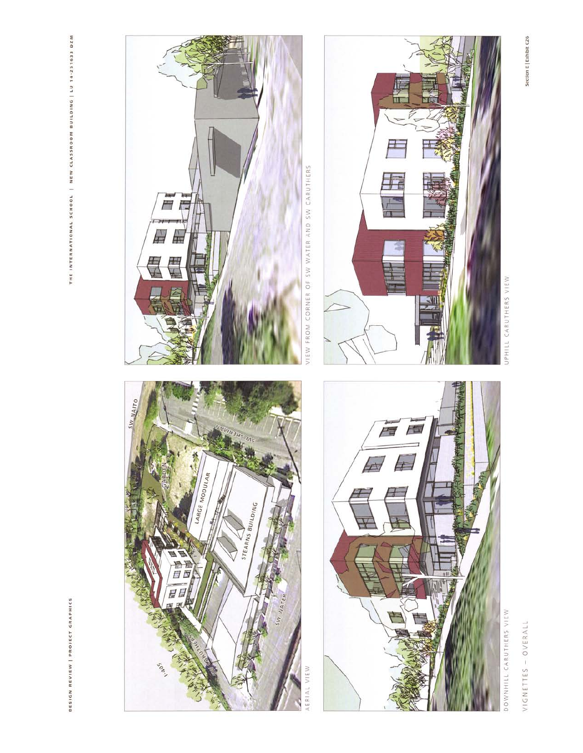AERIAL VIEW

SW NAITO

GARDEN

SW SHERMAN

LARGE MODULAR

STEARNS BUILDING

SW WATER

SW CARUTHERS

I-405

VIEW FROM CORNER OF SW WATER AND SW CARUTHERS

DOWNHILL CARUTHERS VIEW

UPHILL CARUTHERS VIEW

VIGNETTES – OVERALL

Section E | Exhibit C26